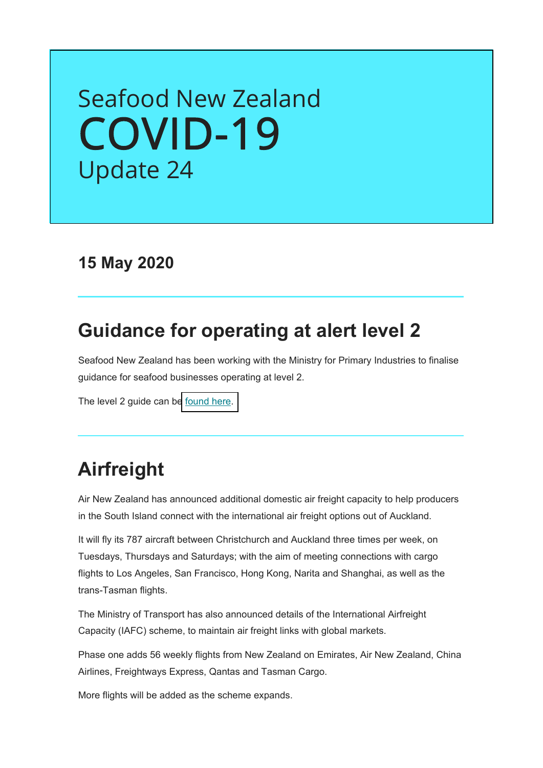# Seafood New Zealand COVID-19 Update 24

**15 May 2020**

## Guidance for operating at alert level 2

Seafood New Zealand has been working with the Ministry for Primary Industries to finalise guidance for seafood businesses operating at level 2.

The level 2 guide can be found here.

## Airfreight

Air New Zealand has announced additional domestic air freight capacity to help producers in the South Island connect with the international air freight options out of Auckland.

It will fly its 787 aircraft between Christchurch and Auckland three times per week, on Tuesdays, Thursdays and Saturdays; with the aim of meeting connections with cargo flights to Los Angeles, San Francisco, Hong Kong, Narita and Shanghai, as well as the trans-Tasman flights.

The Ministry of Transport has also announced details of the International Airfreight Capacity (IAFC) scheme, to maintain air freight links with global markets.

Phase one adds 56 weekly flights from New Zealand on Emirates, Air New Zealand, China Airlines, Freightways Express, Qantas and Tasman Cargo.

More flights will be added as the scheme expands.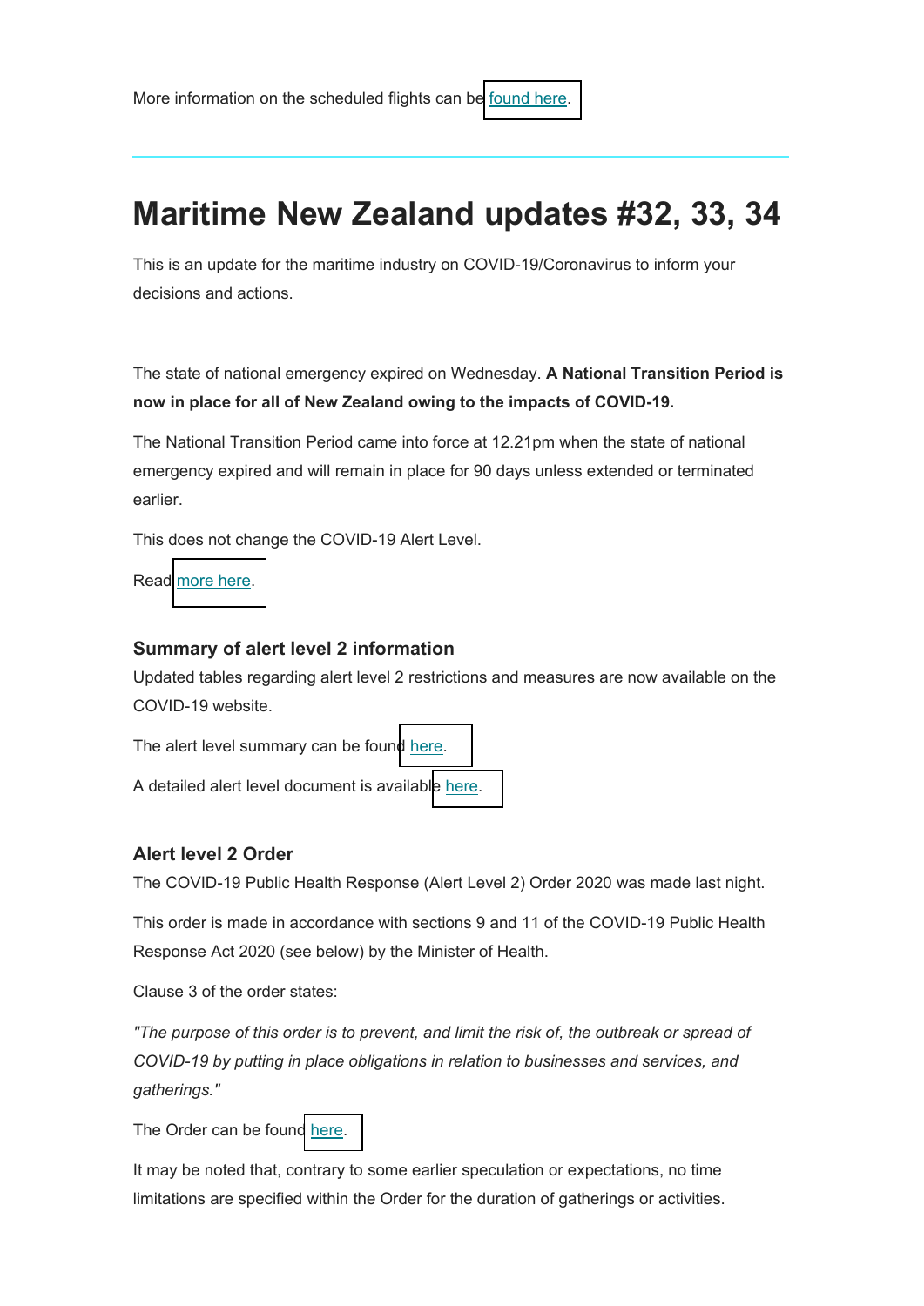More information on the scheduled flights can be found here.

---

# Maritime New Zealand updates #32, 33, 34

This is an update for the maritime industry on COVID-19/Coronavirus to inform your decisions and actions.

The state of national emergency expired on Wednesday. **A National Transition Period is now in place for all of New Zealand owing to the impacts of COVID-19.**

The National Transition Period came into force at 12.21pm when the state of national emergency expired and will remain in place for 90 days unless extended or terminated earlier.

This does not change the COVID-19 Alert Level.

Read more here.

### Summary of alert level 2 information

Updated tables regarding alert level 2 restrictions and measures are now available on the COVID-19 website.

The alert level summary can be found here.

A detailed alert level document is available here.

### Alert level 2 Order

The COVID-19 Public Health Response (Alert Level 2) Order 2020 was made last night.

This order is made in accordance with sections 9 and 11 of the COVID-19 Public Health Response Act 2020 (see below) by the Minister of Health.

Clause 3 of the order states:

*"The purpose of this order is to prevent, and limit the risk of, the outbreak or spread of COVID-19 by putting in place obligations in relation to businesses and services, and gatherings."*

The Order can be found here.

It may be noted that, contrary to some earlier speculation or expectations, no time limitations are specified within the Order for the duration of gatherings or activities.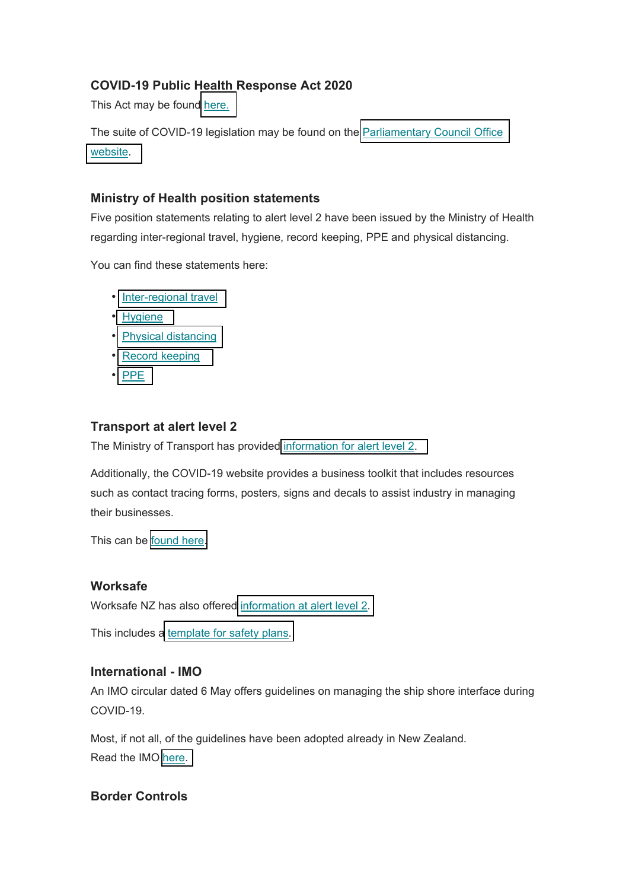### COVID-19 Public Health Response Act 2020

This Act may be found here.

The suite of COVID-19 legislation may be found on the Parliamentary Council Office website.

### Ministry of Health position statements

Five position statements relating to alert level 2 have been issued by the Ministry of Health regarding inter-regional travel, hygiene, record keeping, PPE and physical distancing.

You can find these statements here:

- Inter-regional travel
- Hygiene
- Physical distancing
- Record keeping
- PPE

### Transport at alert level 2

The Ministry of Transport has provided information for alert level 2.

Additionally, the COVID-19 website provides a business toolkit that includes resources such as contact tracing forms, posters, signs and decals to assist industry in managing their businesses.

This can be found here.

### Worksafe

Worksafe NZ has also offered information at alert level 2.

This includes a template for safety plans.

### International - IMO

An IMO circular dated 6 May offers guidelines on managing the ship shore interface during COVID-19.

Most, if not all, of the guidelines have been adopted already in New Zealand.
Read the IMO here.

### Border Controls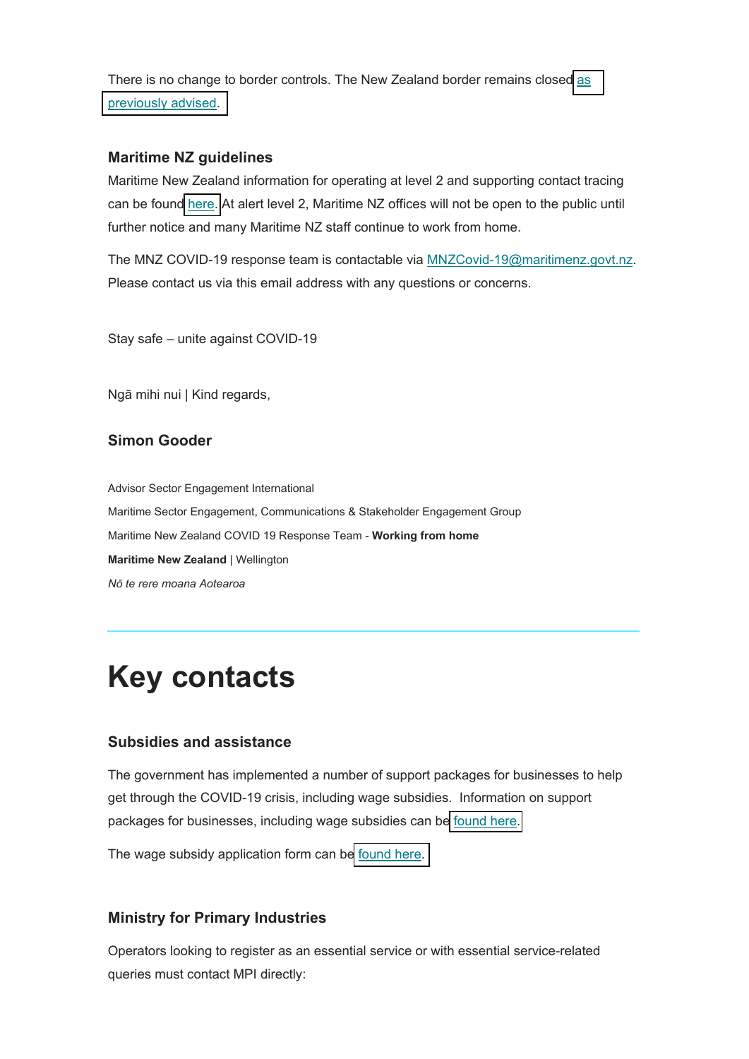There is no change to border controls. The New Zealand border remains closed as previously advised.

### Maritime NZ guidelines

Maritime New Zealand information for operating at level 2 and supporting contact tracing can be found here. At alert level 2, Maritime NZ offices will not be open to the public until further notice and many Maritime NZ staff continue to work from home.

The MNZ COVID-19 response team is contactable via MNZCovid-19@maritimenz.govt.nz. Please contact us via this email address with any questions or concerns.

Stay safe – unite against COVID-19

Ngā mihi nui | Kind regards,

**Simon Gooder**

Advisor Sector Engagement International

Maritime Sector Engagement, Communications & Stakeholder Engagement Group

Maritime New Zealand COVID 19 Response Team - **Working from home**

**Maritime New Zealand** | Wellington

*Nō te rere moana Aotearoa*

---

# Key contacts

### Subsidies and assistance

The government has implemented a number of support packages for businesses to help get through the COVID-19 crisis, including wage subsidies. Information on support packages for businesses, including wage subsidies can be found here.

The wage subsidy application form can be found here.

### Ministry for Primary Industries

Operators looking to register as an essential service or with essential service-related queries must contact MPI directly: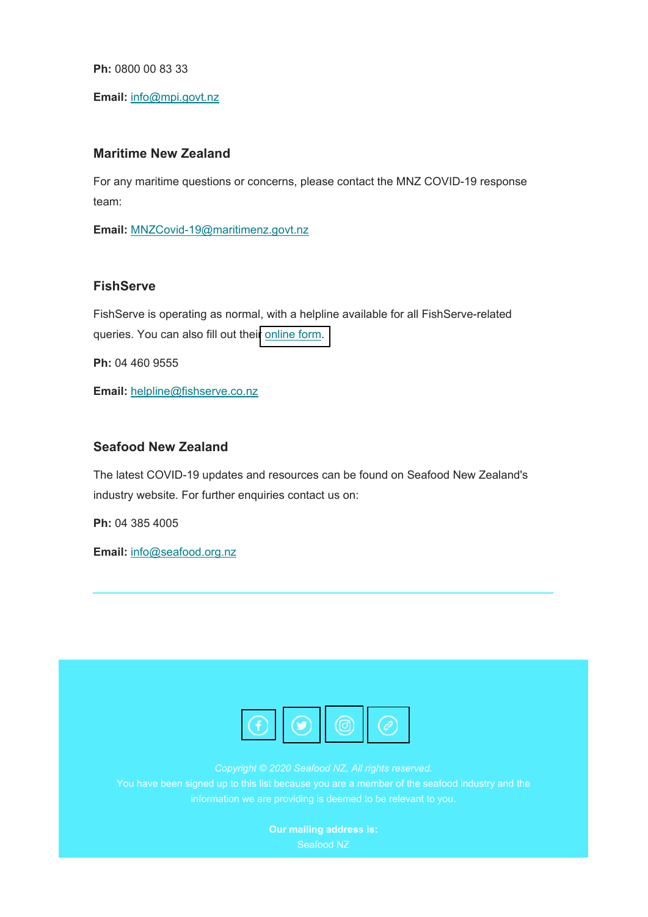**Ph:** 0800 00 83 33

**Email:** info@mpi.govt.nz

### Maritime New Zealand

For any maritime questions or concerns, please contact the MNZ COVID-19 response team:

**Email:** MNZCovid-19@maritimenz.govt.nz

### FishServe

FishServe is operating as normal, with a helpline available for all FishServe-related queries. You can also fill out their online form.

**Ph:** 04 460 9555

**Email:** helpline@fishserve.co.nz

### Seafood New Zealand

The latest COVID-19 updates and resources can be found on Seafood New Zealand's industry website. For further enquiries contact us on:

**Ph:** 04 385 4005

**Email:** info@seafood.org.nz

---

*Copyright © 2020 Seafood NZ, All rights reserved.*
You have been signed up to this list because you are a member of the seafood industry and the information we are providing is deemed to be relevant to you.

**Our mailing address is:**
Seafood NZ